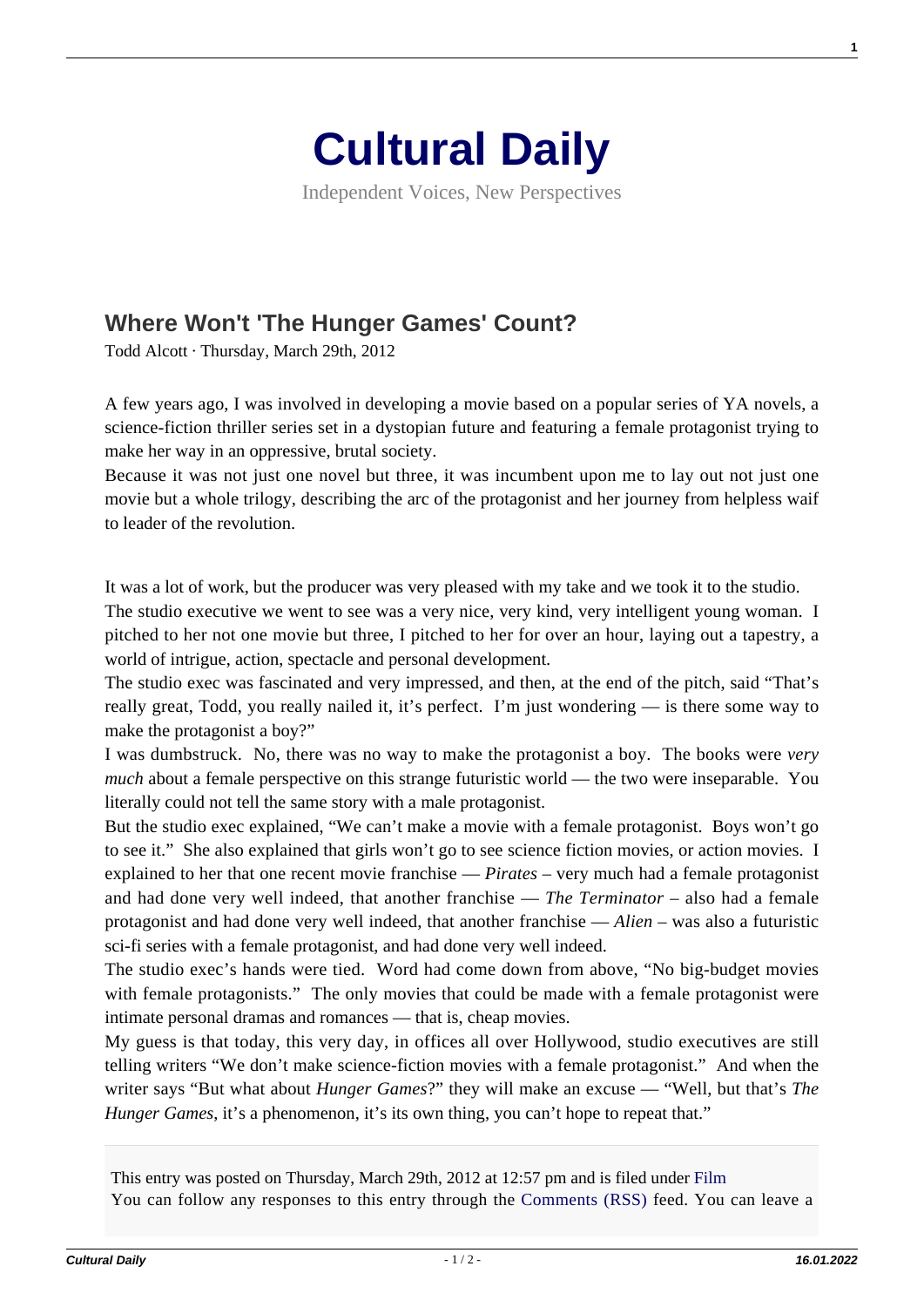# Cultural Daily

Independent Voices, New Perspectives

## Where Won't 'The Hunger Games' Count?

Todd Alcott · Thursday, March 29th, 2012

A few years ago, I was involved in developing a movie based on a popular series of YA novels, a science-fiction thriller series set in a dystopian future and featuring a female protagonist trying to make her way in an oppressive, brutal society.

Because it was not just one novel but three, it was incumbent upon me to lay out not just one movie but a whole trilogy, describing the arc of the protagonist and her journey from helpless waif to leader of the revolution.

It was a lot of work, but the producer was very pleased with my take and we took it to the studio.

The studio executive we went to see was a very nice, very kind, very intelligent young woman. I pitched to her not one movie but three, I pitched to her for over an hour, laying out a tapestry, a world of intrigue, action, spectacle and personal development.

The studio exec was fascinated and very impressed, and then, at the end of the pitch, said "That's really great, Todd, you really nailed it, it's perfect. I'm just wondering — is there some way to make the protagonist a boy?"

I was dumbstruck. No, there was no way to make the protagonist a boy. The books were *very much* about a female perspective on this strange futuristic world — the two were inseparable. You literally could not tell the same story with a male protagonist.

But the studio exec explained, "We can't make a movie with a female protagonist. Boys won't go to see it." She also explained that girls won't go to see science fiction movies, or action movies. I explained to her that one recent movie franchise — *Pirates* – very much had a female protagonist and had done very well indeed, that another franchise — *The Terminator* – also had a female protagonist and had done very well indeed, that another franchise — *Alien* – was also a futuristic sci-fi series with a female protagonist, and had done very well indeed.

The studio exec's hands were tied. Word had come down from above, "No big-budget movies with female protagonists." The only movies that could be made with a female protagonist were intimate personal dramas and romances — that is, cheap movies.

My guess is that today, this very day, in offices all over Hollywood, studio executives are still telling writers "We don't make science-fiction movies with a female protagonist." And when the writer says "But what about *Hunger Games*?" they will make an excuse — "Well, but that's *The Hunger Games*, it's a phenomenon, it's its own thing, you can't hope to repeat that."

This entry was posted on Thursday, March 29th, 2012 at 12:57 pm and is filed under Film
You can follow any responses to this entry through the Comments (RSS) feed. You can leave a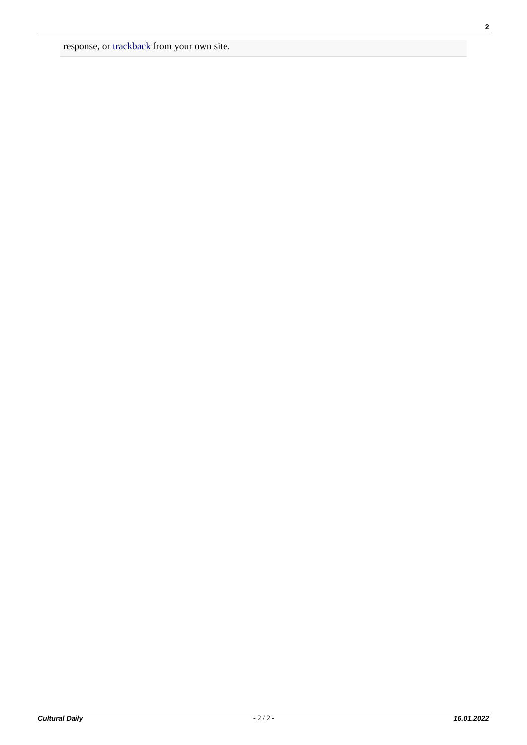response, or trackback from your own site.